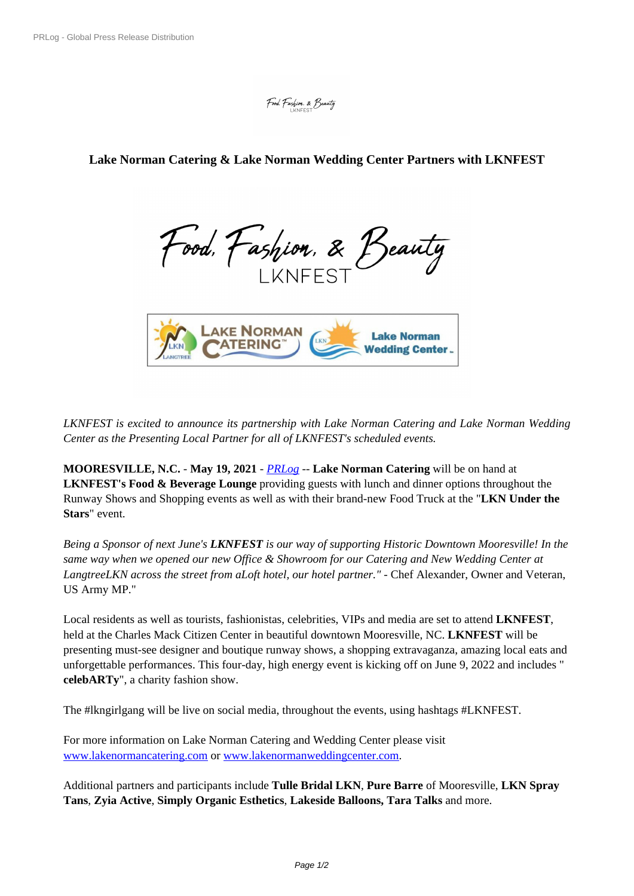# Lake Norman Catering & Lake Norman Wedding Center Partners with LKNFEST

*LKNFEST is excited to announce its partnership with Lake Norman Catering and Lake Norman Wedding Center as the Presenting Local Partner for all of LKNFEST's scheduled events.*

**MOORESVILLE, N.C.** - **May 19, 2021** - *PRLog* -- **Lake Norman Catering** will be on hand at **LKNFEST's Food & Beverage Lounge** providing guests with lunch and dinner options throughout the Runway Shows and Shopping events as well as with their brand-new Food Truck at the "**LKN Under the Stars**" event.

*Being a Sponsor of next June's* ***LKNFEST*** *is our way of supporting Historic Downtown Mooresville! In the same way when we opened our new Office & Showroom for our Catering and New Wedding Center at LangtreeLKN across the street from aLoft hotel, our hotel partner."* - Chef Alexander, Owner and Veteran, US Army MP."

Local residents as well as tourists, fashionistas, celebrities, VIPs and media are set to attend **LKNFEST**, held at the Charles Mack Citizen Center in beautiful downtown Mooresville, NC. **LKNFEST** will be presenting must-see designer and boutique runway shows, a shopping extravaganza, amazing local eats and unforgettable performances. This four-day, high energy event is kicking off on June 9, 2022 and includes " **celebARTy**", a charity fashion show.

The #lkngirlgang will be live on social media, throughout the events, using hashtags #LKNFEST.

For more information on Lake Norman Catering and Wedding Center please visit www.lakenormancatering.com or www.lakenormanweddingcenter.com.

Additional partners and participants include **Tulle Bridal LKN**, **Pure Barre** of Mooresville, **LKN Spray Tans**, **Zyia Active**, **Simply Organic Esthetics**, **Lakeside Balloons, Tara Talks** and more.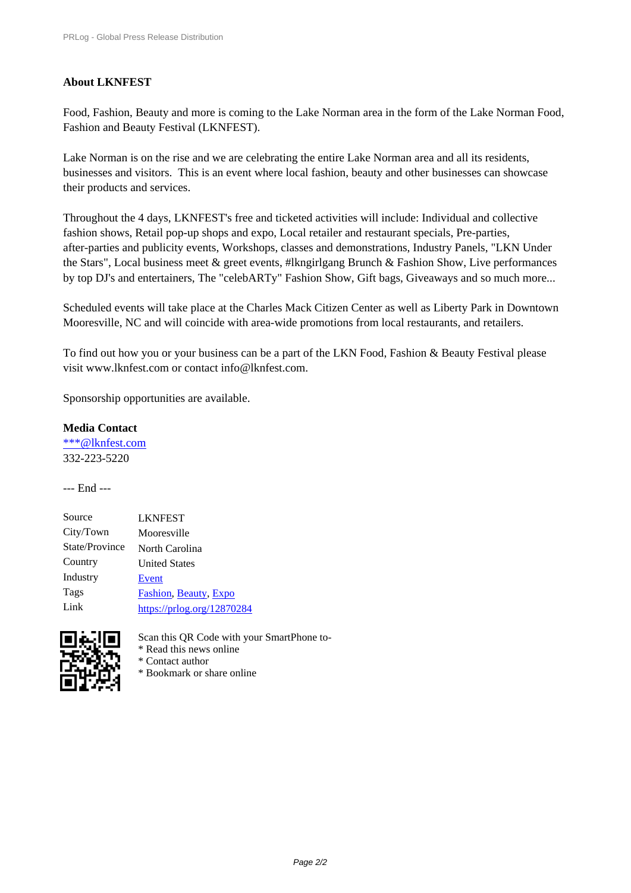**About LKNFEST**

Food, Fashion, Beauty and more is coming to the Lake Norman area in the form of the Lake Norman Food, Fashion and Beauty Festival (LKNFEST).

Lake Norman is on the rise and we are celebrating the entire Lake Norman area and all its residents, businesses and visitors. This is an event where local fashion, beauty and other businesses can showcase their products and services.

Throughout the 4 days, LKNFEST's free and ticketed activities will include: Individual and collective fashion shows, Retail pop-up shops and expo, Local retailer and restaurant specials, Pre-parties, after-parties and publicity events, Workshops, classes and demonstrations, Industry Panels, "LKN Under the Stars", Local business meet & greet events, #lkngirlgang Brunch & Fashion Show, Live performances by top DJ's and entertainers, The "celebARTy" Fashion Show, Gift bags, Giveaways and so much more...

Scheduled events will take place at the Charles Mack Citizen Center as well as Liberty Park in Downtown Mooresville, NC and will coincide with area-wide promotions from local restaurants, and retailers.

To find out how you or your business can be a part of the LKN Food, Fashion & Beauty Festival please visit www.lknfest.com or contact info@lknfest.com.

Sponsorship opportunities are available.

**Media Contact**
***@lknfest.com
332-223-5220

--- End ---

| | |
|---|---|
| Source | LKNFEST |
| City/Town | Mooresville |
| State/Province | North Carolina |
| Country | United States |
| Industry | Event |
| Tags | Fashion, Beauty, Expo |
| Link | https://prlog.org/12870284 |

Scan this QR Code with your SmartPhone to-
* Read this news online
* Contact author
* Bookmark or share online